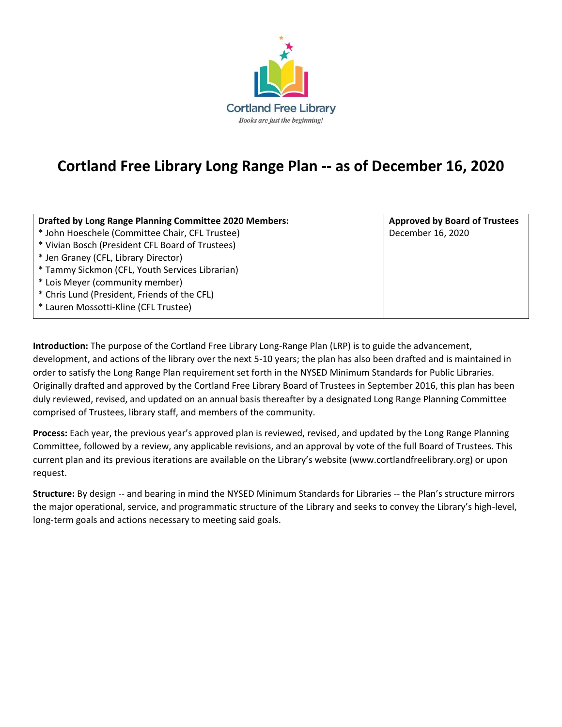Cortland Free Library

*Books are just the beginning!*

# Cortland Free Library Long Range Plan -- as of December 16, 2020

| **Drafted by Long Range Planning Committee 2020 Members:** | **Approved by Board of Trustees** |
|---|---|
| * John Hoeschele (Committee Chair, CFL Trustee)<br>* Vivian Bosch (President CFL Board of Trustees)<br>* Jen Graney (CFL, Library Director)<br>* Tammy Sickmon (CFL, Youth Services Librarian)<br>* Lois Meyer (community member)<br>* Chris Lund (President, Friends of the CFL)<br>* Lauren Mossotti-Kline (CFL Trustee) | December 16, 2020 |

**Introduction:** The purpose of the Cortland Free Library Long-Range Plan (LRP) is to guide the advancement, development, and actions of the library over the next 5-10 years; the plan has also been drafted and is maintained in order to satisfy the Long Range Plan requirement set forth in the NYSED Minimum Standards for Public Libraries. Originally drafted and approved by the Cortland Free Library Board of Trustees in September 2016, this plan has been duly reviewed, revised, and updated on an annual basis thereafter by a designated Long Range Planning Committee comprised of Trustees, library staff, and members of the community.

**Process:** Each year, the previous year's approved plan is reviewed, revised, and updated by the Long Range Planning Committee, followed by a review, any applicable revisions, and an approval by vote of the full Board of Trustees. This current plan and its previous iterations are available on the Library's website (www.cortlandfreelibrary.org) or upon request.

**Structure:** By design -- and bearing in mind the NYSED Minimum Standards for Libraries -- the Plan's structure mirrors the major operational, service, and programmatic structure of the Library and seeks to convey the Library's high-level, long-term goals and actions necessary to meeting said goals.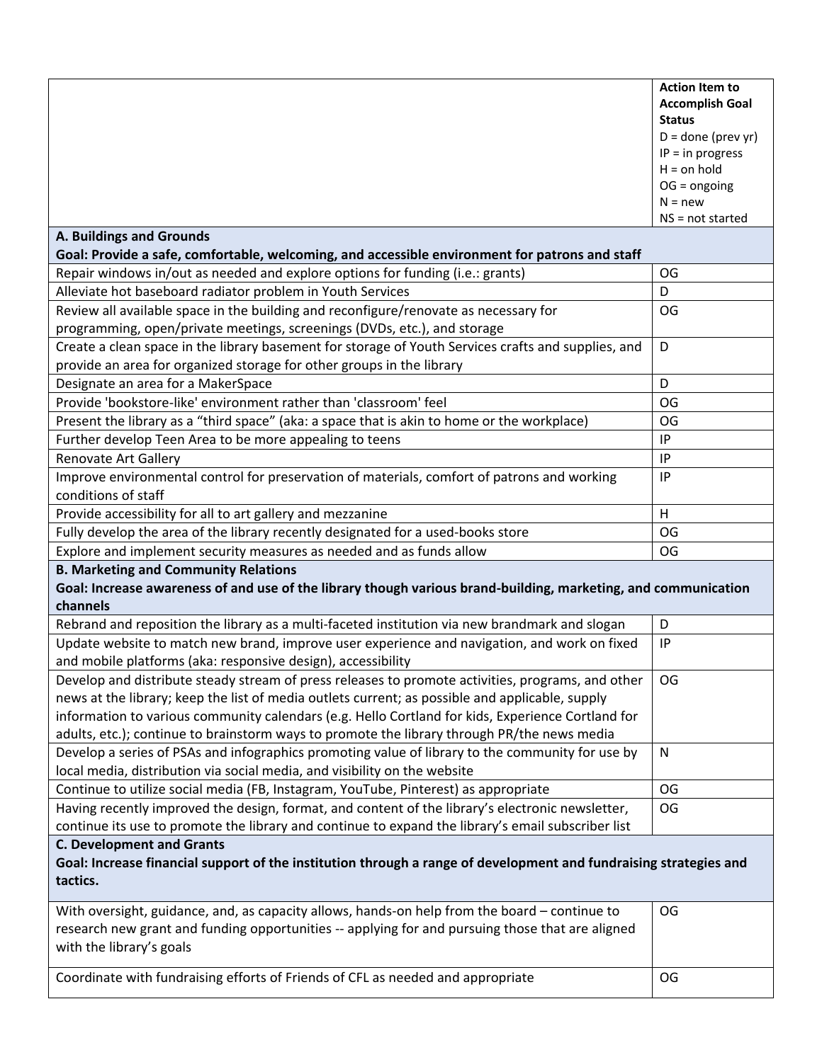| | Action Item to Accomplish Goal Status<br>D = done (prev yr)<br>IP = in progress<br>H = on hold<br>OG = ongoing<br>N = new<br>NS = not started |
|---|---|
| **A. Buildings and Grounds**<br>**Goal: Provide a safe, comfortable, welcoming, and accessible environment for patrons and staff** | |
| Repair windows in/out as needed and explore options for funding (i.e.: grants) | OG |
| Alleviate hot baseboard radiator problem in Youth Services | D |
| Review all available space in the building and reconfigure/renovate as necessary for programming, open/private meetings, screenings (DVDs, etc.), and storage | OG |
| Create a clean space in the library basement for storage of Youth Services crafts and supplies, and provide an area for organized storage for other groups in the library | D |
| Designate an area for a MakerSpace | D |
| Provide 'bookstore-like' environment rather than 'classroom' feel | OG |
| Present the library as a "third space" (aka: a space that is akin to home or the workplace) | OG |
| Further develop Teen Area to be more appealing to teens | IP |
| Renovate Art Gallery | IP |
| Improve environmental control for preservation of materials, comfort of patrons and working conditions of staff | IP |
| Provide accessibility for all to art gallery and mezzanine | H |
| Fully develop the area of the library recently designated for a used-books store | OG |
| Explore and implement security measures as needed and as funds allow | OG |
| **B. Marketing and Community Relations**<br>**Goal: Increase awareness of and use of the library though various brand-building, marketing, and communication channels** | |
| Rebrand and reposition the library as a multi-faceted institution via new brandmark and slogan | D |
| Update website to match new brand, improve user experience and navigation, and work on fixed and mobile platforms (aka: responsive design), accessibility | IP |
| Develop and distribute steady stream of press releases to promote activities, programs, and other news at the library; keep the list of media outlets current; as possible and applicable, supply information to various community calendars (e.g. Hello Cortland for kids, Experience Cortland for adults, etc.); continue to brainstorm ways to promote the library through PR/the news media | OG |
| Develop a series of PSAs and infographics promoting value of library to the community for use by local media, distribution via social media, and visibility on the website | N |
| Continue to utilize social media (FB, Instagram, YouTube, Pinterest) as appropriate | OG |
| Having recently improved the design, format, and content of the library's electronic newsletter, continue its use to promote the library and continue to expand the library's email subscriber list | OG |
| **C. Development and Grants**<br>**Goal: Increase financial support of the institution through a range of development and fundraising strategies and tactics.** | |
| With oversight, guidance, and, as capacity allows, hands-on help from the board – continue to research new grant and funding opportunities -- applying for and pursuing those that are aligned with the library's goals | OG |
| Coordinate with fundraising efforts of Friends of CFL as needed and appropriate | OG |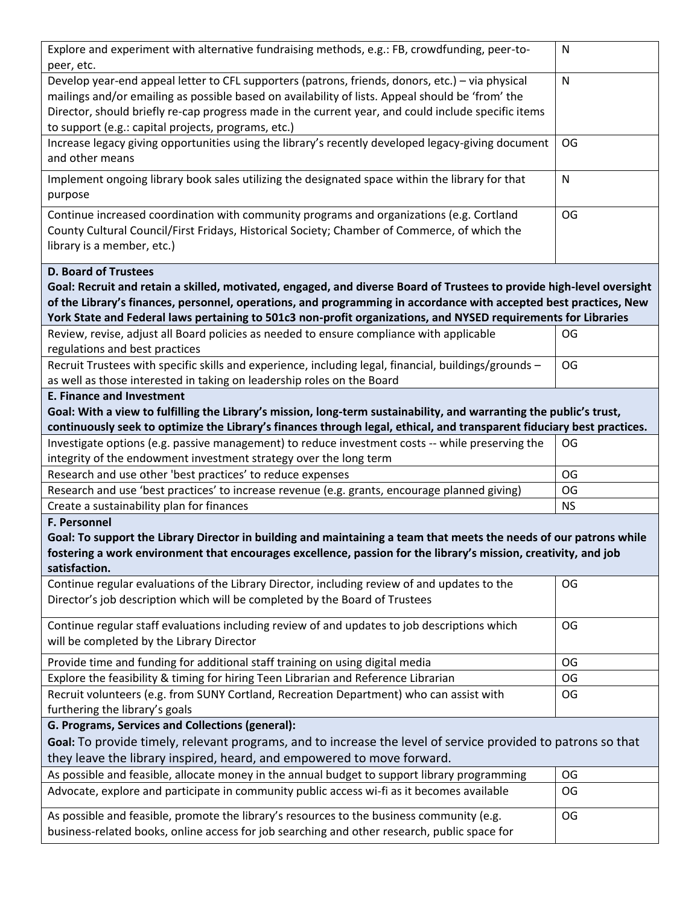| | |
|---|---|
| Explore and experiment with alternative fundraising methods, e.g.: FB, crowdfunding, peer-to-peer, etc. | N |
| Develop year-end appeal letter to CFL supporters (patrons, friends, donors, etc.) – via physical mailings and/or emailing as possible based on availability of lists. Appeal should be 'from' the Director, should briefly re-cap progress made in the current year, and could include specific items to support (e.g.: capital projects, programs, etc.) | N |
| Increase legacy giving opportunities using the library's recently developed legacy-giving document and other means | OG |
| Implement ongoing library book sales utilizing the designated space within the library for that purpose | N |
| Continue increased coordination with community programs and organizations (e.g. Cortland County Cultural Council/First Fridays, Historical Society; Chamber of Commerce, of which the library is a member, etc.) | OG |
| **D. Board of Trustees**<br>**Goal: Recruit and retain a skilled, motivated, engaged, and diverse Board of Trustees to provide high-level oversight of the Library's finances, personnel, operations, and programming in accordance with accepted best practices, New York State and Federal laws pertaining to 501c3 non-profit organizations, and NYSED requirements for Libraries** | |
| Review, revise, adjust all Board policies as needed to ensure compliance with applicable regulations and best practices | OG |
| Recruit Trustees with specific skills and experience, including legal, financial, buildings/grounds – as well as those interested in taking on leadership roles on the Board | OG |
| **E. Finance and Investment**<br>**Goal: With a view to fulfilling the Library's mission, long-term sustainability, and warranting the public's trust, continuously seek to optimize the Library's finances through legal, ethical, and transparent fiduciary best practices.** | |
| Investigate options (e.g. passive management) to reduce investment costs -- while preserving the integrity of the endowment investment strategy over the long term | OG |
| Research and use other 'best practices' to reduce expenses | OG |
| Research and use 'best practices' to increase revenue (e.g. grants, encourage planned giving) | OG |
| Create a sustainability plan for finances | NS |
| **F. Personnel**<br>**Goal: To support the Library Director in building and maintaining a team that meets the needs of our patrons while fostering a work environment that encourages excellence, passion for the library's mission, creativity, and job satisfaction.** | |
| Continue regular evaluations of the Library Director, including review of and updates to the Director's job description which will be completed by the Board of Trustees | OG |
| Continue regular staff evaluations including review of and updates to job descriptions which will be completed by the Library Director | OG |
| Provide time and funding for additional staff training on using digital media | OG |
| Explore the feasibility & timing for hiring Teen Librarian and Reference Librarian | OG |
| Recruit volunteers (e.g. from SUNY Cortland, Recreation Department) who can assist with furthering the library's goals | OG |
| **G. Programs, Services and Collections (general):**<br>**Goal:** To provide timely, relevant programs, and to increase the level of service provided to patrons so that they leave the library inspired, heard, and empowered to move forward. | |
| As possible and feasible, allocate money in the annual budget to support library programming | OG |
| Advocate, explore and participate in community public access wi-fi as it becomes available | OG |
| As possible and feasible, promote the library's resources to the business community (e.g. business-related books, online access for job searching and other research, public space for | OG |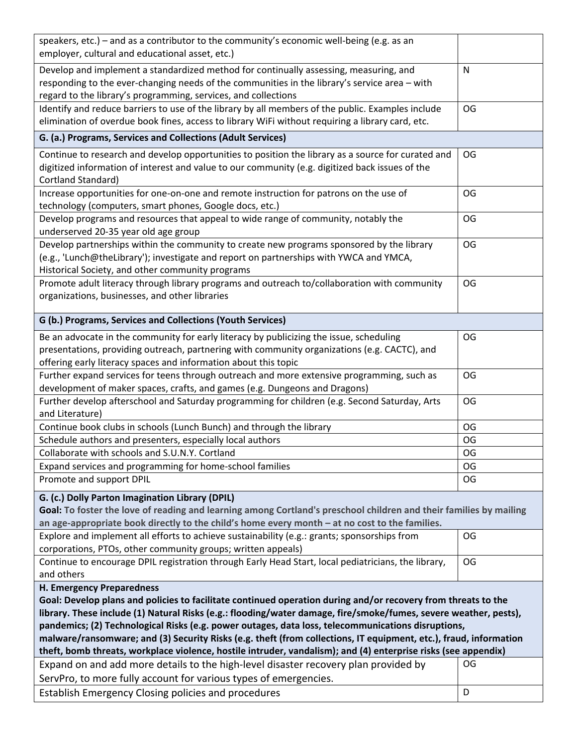| | |
|---|---|
| speakers, etc.) – and as a contributor to the community's economic well-being (e.g. as an employer, cultural and educational asset, etc.) | |
| Develop and implement a standardized method for continually assessing, measuring, and responding to the ever-changing needs of the communities in the library's service area – with regard to the library's programming, services, and collections | N |
| Identify and reduce barriers to use of the library by all members of the public. Examples include elimination of overdue book fines, access to library WiFi without requiring a library card, etc. | OG |
| **G. (a.) Programs, Services and Collections (Adult Services)** | |
| Continue to research and develop opportunities to position the library as a source for curated and digitized information of interest and value to our community (e.g. digitized back issues of the Cortland Standard) | OG |
| Increase opportunities for one-on-one and remote instruction for patrons on the use of technology (computers, smart phones, Google docs, etc.) | OG |
| Develop programs and resources that appeal to wide range of community, notably the underserved 20-35 year old age group | OG |
| Develop partnerships within the community to create new programs sponsored by the library (e.g., 'Lunch@theLibrary'); investigate and report on partnerships with YWCA and YMCA, Historical Society, and other community programs | OG |
| Promote adult literacy through library programs and outreach to/collaboration with community organizations, businesses, and other libraries | OG |
| **G (b.) Programs, Services and Collections (Youth Services)** | |
| Be an advocate in the community for early literacy by publicizing the issue, scheduling presentations, providing outreach, partnering with community organizations (e.g. CACTC), and offering early literacy spaces and information about this topic | OG |
| Further expand services for teens through outreach and more extensive programming, such as development of maker spaces, crafts, and games (e.g. Dungeons and Dragons) | OG |
| Further develop afterschool and Saturday programming for children (e.g. Second Saturday, Arts and Literature) | OG |
| Continue book clubs in schools (Lunch Bunch) and through the library | OG |
| Schedule authors and presenters, especially local authors | OG |
| Collaborate with schools and S.U.N.Y. Cortland | OG |
| Expand services and programming for home-school families | OG |
| Promote and support DPIL | OG |
| **G. (c.) Dolly Parton Imagination Library (DPIL)**<br>**Goal: To foster the love of reading and learning among Cortland's preschool children and their families by mailing an age-appropriate book directly to the child's home every month – at no cost to the families.** | |
| Explore and implement all efforts to achieve sustainability (e.g.: grants; sponsorships from corporations, PTOs, other community groups; written appeals) | OG |
| Continue to encourage DPIL registration through Early Head Start, local pediatricians, the library, and others | OG |
| **H. Emergency Preparedness**<br>**Goal: Develop plans and policies to facilitate continued operation during and/or recovery from threats to the library. These include (1) Natural Risks (e.g.: flooding/water damage, fire/smoke/fumes, severe weather, pests), pandemics; (2) Technological Risks (e.g. power outages, data loss, telecommunications disruptions, malware/ransomware; and (3) Security Risks (e.g. theft (from collections, IT equipment, etc.), fraud, information theft, bomb threats, workplace violence, hostile intruder, vandalism); and (4) enterprise risks (see appendix)** | |
| Expand on and add more details to the high-level disaster recovery plan provided by ServPro, to more fully account for various types of emergencies. | OG |
| Establish Emergency Closing policies and procedures | D |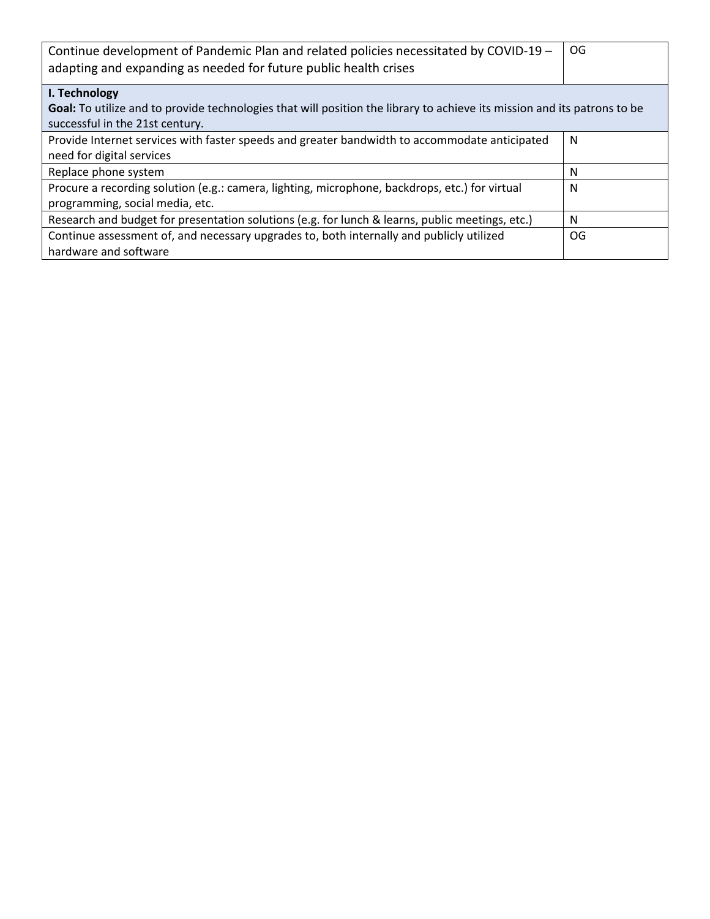| | |
|---|---|
| Continue development of Pandemic Plan and related policies necessitated by COVID-19 – adapting and expanding as needed for future public health crises | OG |
| **I. Technology**<br>**Goal:** To utilize and to provide technologies that will position the library to achieve its mission and its patrons to be successful in the 21st century. | |
| Provide Internet services with faster speeds and greater bandwidth to accommodate anticipated need for digital services | N |
| Replace phone system | N |
| Procure a recording solution (e.g.: camera, lighting, microphone, backdrops, etc.) for virtual programming, social media, etc. | N |
| Research and budget for presentation solutions (e.g. for lunch & learns, public meetings, etc.) | N |
| Continue assessment of, and necessary upgrades to, both internally and publicly utilized hardware and software | OG |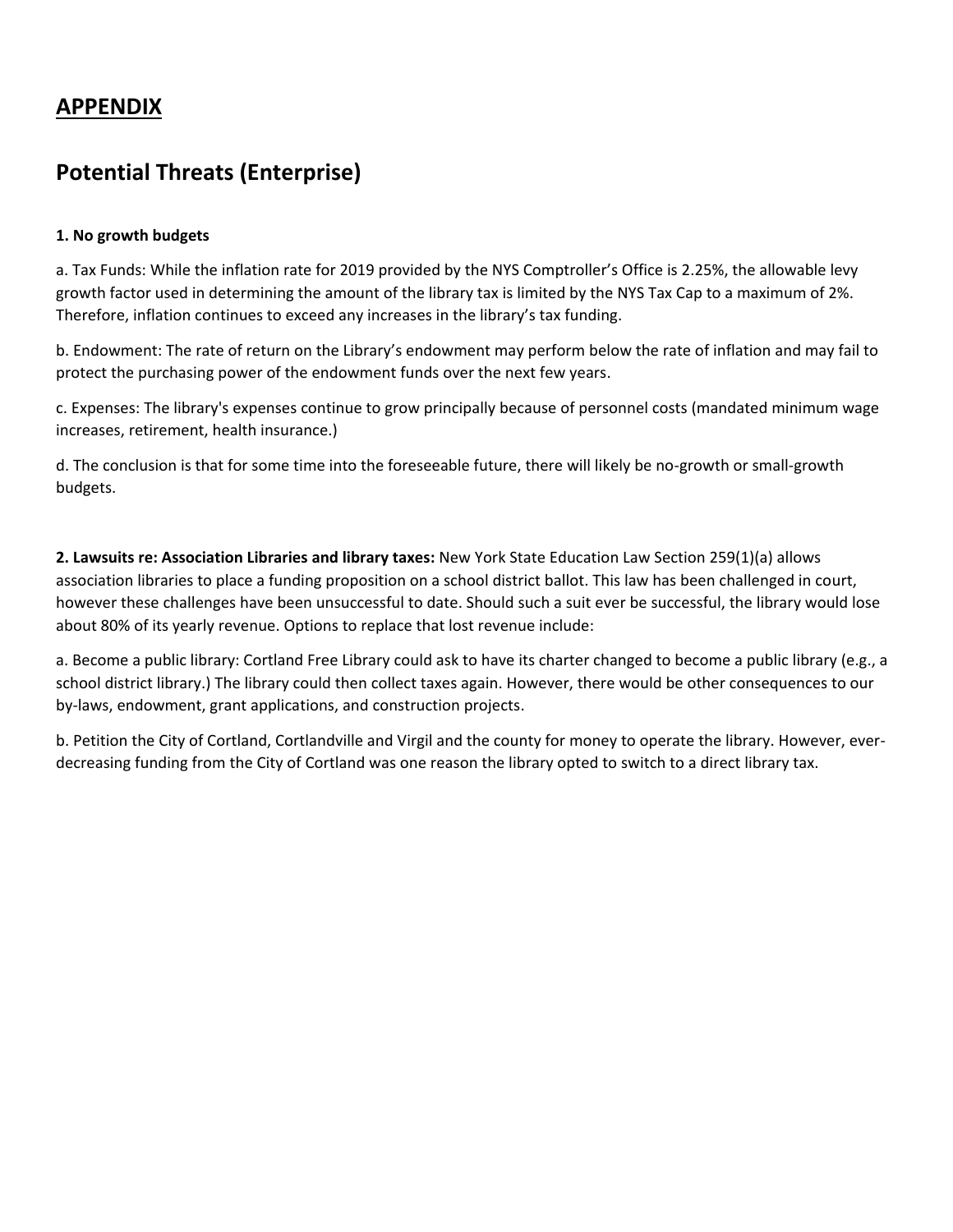# APPENDIX

## Potential Threats (Enterprise)

**1. No growth budgets**

a. Tax Funds: While the inflation rate for 2019 provided by the NYS Comptroller's Office is 2.25%, the allowable levy growth factor used in determining the amount of the library tax is limited by the NYS Tax Cap to a maximum of 2%. Therefore, inflation continues to exceed any increases in the library's tax funding.

b. Endowment: The rate of return on the Library's endowment may perform below the rate of inflation and may fail to protect the purchasing power of the endowment funds over the next few years.

c. Expenses: The library's expenses continue to grow principally because of personnel costs (mandated minimum wage increases, retirement, health insurance.)

d. The conclusion is that for some time into the foreseeable future, there will likely be no-growth or small-growth budgets.

**2. Lawsuits re: Association Libraries and library taxes:** New York State Education Law Section 259(1)(a) allows association libraries to place a funding proposition on a school district ballot. This law has been challenged in court, however these challenges have been unsuccessful to date. Should such a suit ever be successful, the library would lose about 80% of its yearly revenue. Options to replace that lost revenue include:

a. Become a public library: Cortland Free Library could ask to have its charter changed to become a public library (e.g., a school district library.) The library could then collect taxes again. However, there would be other consequences to our by-laws, endowment, grant applications, and construction projects.

b. Petition the City of Cortland, Cortlandville and Virgil and the county for money to operate the library. However, ever-decreasing funding from the City of Cortland was one reason the library opted to switch to a direct library tax.